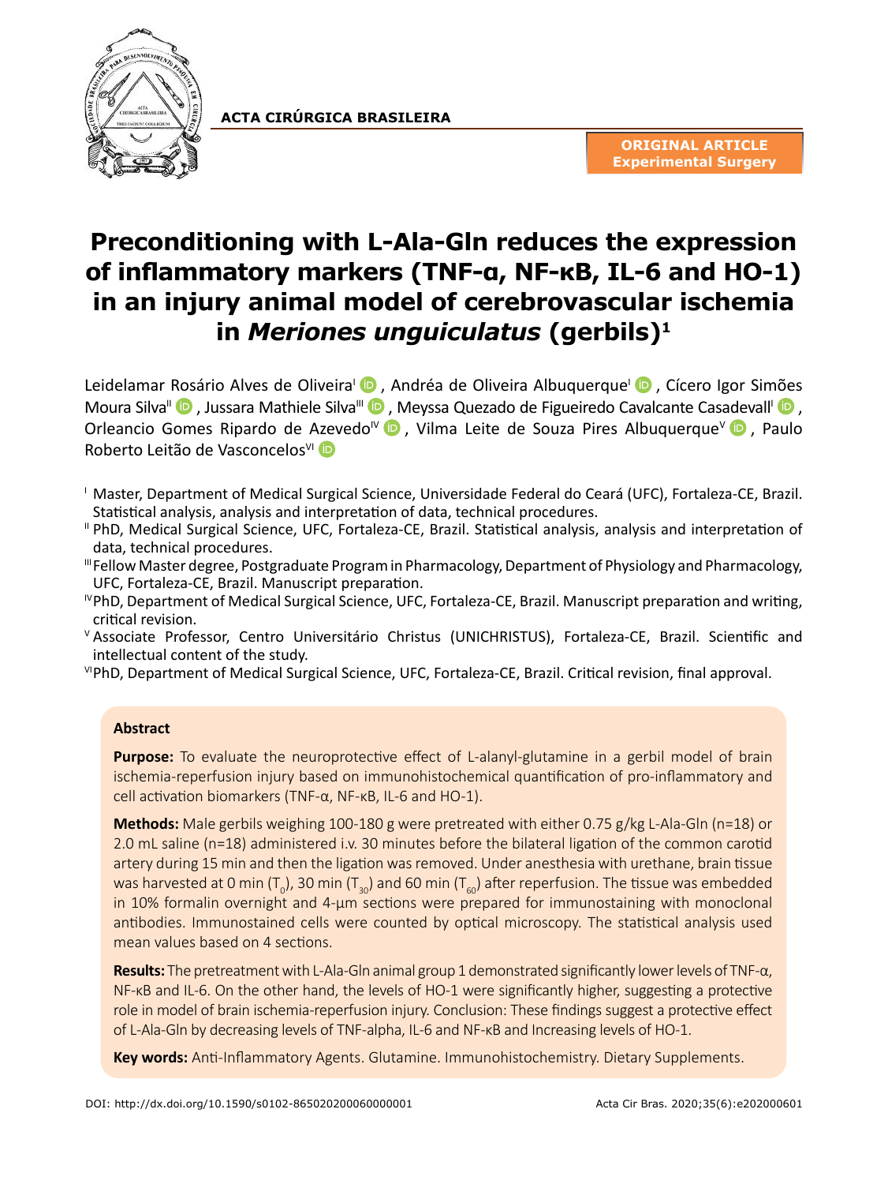ACTA CIRÚRGICA BRASILEIRA

ORIGINAL ARTICLE
Experimental Surgery

# Preconditioning with L-Ala-Gln reduces the expression of inflammatory markers (TNF-α, NF-κB, IL-6 and HO-1) in an injury animal model of cerebrovascular ischemia in *Meriones unguiculatus* (gerbils)[1]

Leidelamar Rosário Alves de Oliveira[I], Andréa de Oliveira Albuquerque[I], Cícero Igor Simões Moura Silva[II], Jussara Mathiele Silva[III], Meyssa Quezado de Figueiredo Cavalcante Casadevall[I], Orleancio Gomes Ripardo de Azevedo[IV], Vilma Leite de Souza Pires Albuquerque[V], Paulo Roberto Leitão de Vasconcelos[VI]

[I] Master, Department of Medical Surgical Science, Universidade Federal do Ceará (UFC), Fortaleza-CE, Brazil. Statistical analysis, analysis and interpretation of data, technical procedures.

[II] PhD, Medical Surgical Science, UFC, Fortaleza-CE, Brazil. Statistical analysis, analysis and interpretation of data, technical procedures.

[III] Fellow Master degree, Postgraduate Program in Pharmacology, Department of Physiology and Pharmacology, UFC, Fortaleza-CE, Brazil. Manuscript preparation.

[IV] PhD, Department of Medical Surgical Science, UFC, Fortaleza-CE, Brazil. Manuscript preparation and writing, critical revision.

[V] Associate Professor, Centro Universitário Christus (UNICHRISTUS), Fortaleza-CE, Brazil. Scientific and intellectual content of the study.

[VI] PhD, Department of Medical Surgical Science, UFC, Fortaleza-CE, Brazil. Critical revision, final approval.

## Abstract

**Purpose:** To evaluate the neuroprotective effect of L-alanyl-glutamine in a gerbil model of brain ischemia-reperfusion injury based on immunohistochemical quantification of pro-inflammatory and cell activation biomarkers (TNF-α, NF-κB, IL-6 and HO-1).

**Methods:** Male gerbils weighing 100-180 g were pretreated with either 0.75 g/kg L-Ala-Gln (n=18) or 2.0 mL saline (n=18) administered i.v. 30 minutes before the bilateral ligation of the common carotid artery during 15 min and then the ligation was removed. Under anesthesia with urethane, brain tissue was harvested at 0 min ($T_0$), 30 min ($T_{30}$) and 60 min ($T_{60}$) after reperfusion. The tissue was embedded in 10% formalin overnight and 4-μm sections were prepared for immunostaining with monoclonal antibodies. Immunostained cells were counted by optical microscopy. The statistical analysis used mean values based on 4 sections.

**Results:** The pretreatment with L-Ala-Gln animal group 1 demonstrated significantly lower levels of TNF-α, NF-κB and IL-6. On the other hand, the levels of HO-1 were significantly higher, suggesting a protective role in model of brain ischemia-reperfusion injury. Conclusion: These findings suggest a protective effect of L-Ala-Gln by decreasing levels of TNF-alpha, IL-6 and NF-κB and Increasing levels of HO-1.

**Key words:** Anti-Inflammatory Agents. Glutamine. Immunohistochemistry. Dietary Supplements.

DOI: http://dx.doi.org/10.1590/s0102-865020200060000001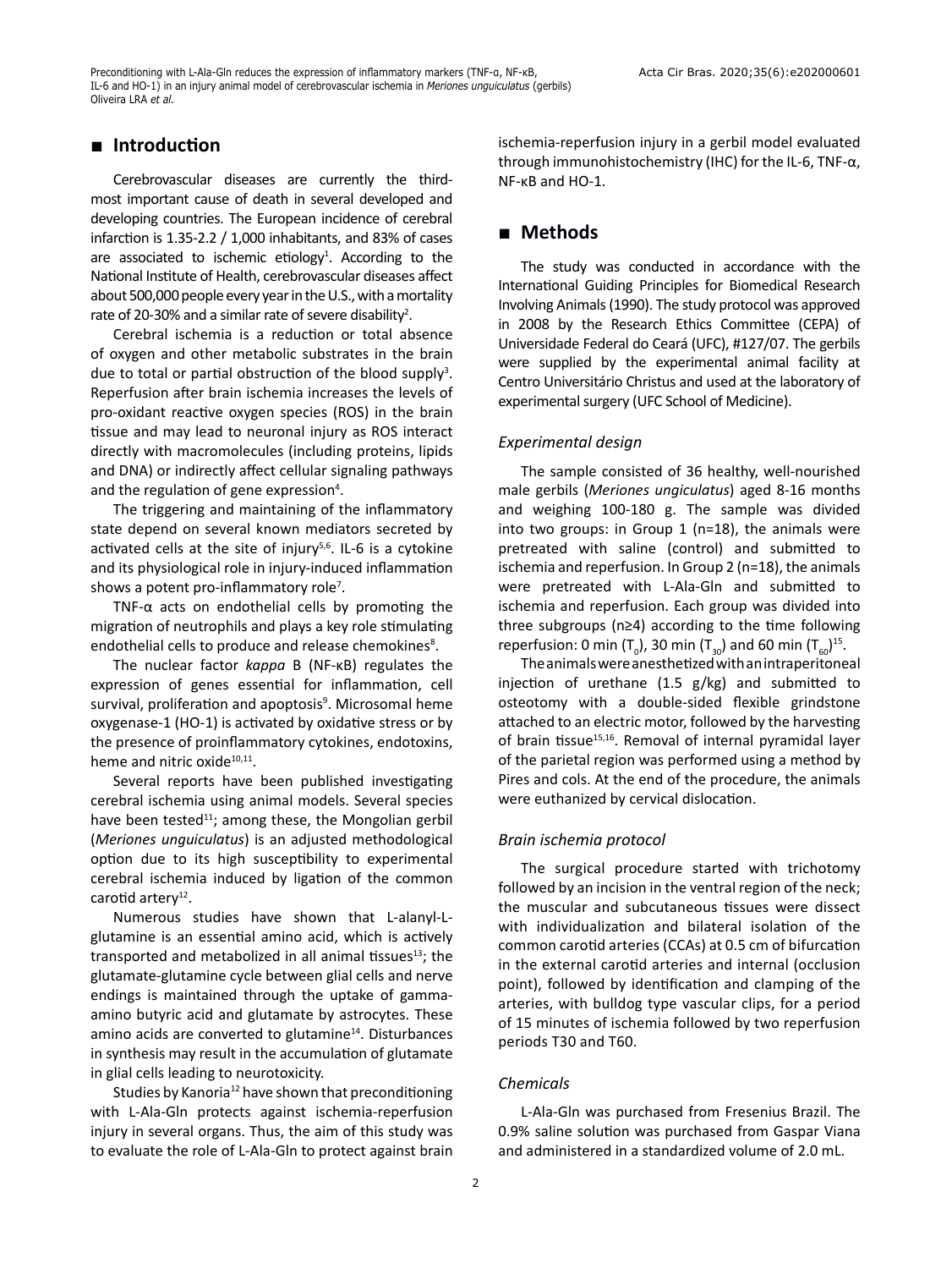## Introduction

Cerebrovascular diseases are currently the third-most important cause of death in several developed and developing countries. The European incidence of cerebral infarction is 1.35-2.2 / 1,000 inhabitants, and 83% of cases are associated to ischemic etiology[1]. According to the National Institute of Health, cerebrovascular diseases affect about 500,000 people every year in the U.S., with a mortality rate of 20-30% and a similar rate of severe disability[2].

Cerebral ischemia is a reduction or total absence of oxygen and other metabolic substrates in the brain due to total or partial obstruction of the blood supply[3]. Reperfusion after brain ischemia increases the levels of pro-oxidant reactive oxygen species (ROS) in the brain tissue and may lead to neuronal injury as ROS interact directly with macromolecules (including proteins, lipids and DNA) or indirectly affect cellular signaling pathways and the regulation of gene expression[4].

The triggering and maintaining of the inflammatory state depend on several known mediators secreted by activated cells at the site of injury[5,6]. IL-6 is a cytokine and its physiological role in injury-induced inflammation shows a potent pro-inflammatory role[7].

TNF-α acts on endothelial cells by promoting the migration of neutrophils and plays a key role stimulating endothelial cells to produce and release chemokines[8].

The nuclear factor *kappa* B (NF-κB) regulates the expression of genes essential for inflammation, cell survival, proliferation and apoptosis[9]. Microsomal heme oxygenase-1 (HO-1) is activated by oxidative stress or by the presence of proinflammatory cytokines, endotoxins, heme and nitric oxide[10,11].

Several reports have been published investigating cerebral ischemia using animal models. Several species have been tested[11]; among these, the Mongolian gerbil (*Meriones unguiculatus*) is an adjusted methodological option due to its high susceptibility to experimental cerebral ischemia induced by ligation of the common carotid artery[12].

Numerous studies have shown that L-alanyl-L-glutamine is an essential amino acid, which is actively transported and metabolized in all animal tissues[13]; the glutamate-glutamine cycle between glial cells and nerve endings is maintained through the uptake of gamma-amino butyric acid and glutamate by astrocytes. These amino acids are converted to glutamine[14]. Disturbances in synthesis may result in the accumulation of glutamate in glial cells leading to neurotoxicity.

Studies by Kanoria[12] have shown that preconditioning with L-Ala-Gln protects against ischemia-reperfusion injury in several organs. Thus, the aim of this study was to evaluate the role of L-Ala-Gln to protect against brain ischemia-reperfusion injury in a gerbil model evaluated through immunohistochemistry (IHC) for the IL-6, TNF-α, NF-κB and HO-1.

## Methods

The study was conducted in accordance with the International Guiding Principles for Biomedical Research Involving Animals (1990). The study protocol was approved in 2008 by the Research Ethics Committee (CEPA) of Universidade Federal do Ceará (UFC), #127/07. The gerbils were supplied by the experimental animal facility at Centro Universitário Christus and used at the laboratory of experimental surgery (UFC School of Medicine).

### *Experimental design*

The sample consisted of 36 healthy, well-nourished male gerbils (*Meriones ungiculatus*) aged 8-16 months and weighing 100-180 g. The sample was divided into two groups: in Group 1 (n=18), the animals were pretreated with saline (control) and submitted to ischemia and reperfusion. In Group 2 (n=18), the animals were pretreated with L-Ala-Gln and submitted to ischemia and reperfusion. Each group was divided into three subgroups (n≥4) according to the time following reperfusion: 0 min ($T_0$), 30 min ($T_{30}$) and 60 min ($T_{60}$)[15].

The animals were anesthetized with an intraperitoneal injection of urethane (1.5 g/kg) and submitted to osteotomy with a double-sided flexible grindstone attached to an electric motor, followed by the harvesting of brain tissue[15,16]. Removal of internal pyramidal layer of the parietal region was performed using a method by Pires and cols. At the end of the procedure, the animals were euthanized by cervical dislocation.

### *Brain ischemia protocol*

The surgical procedure started with trichotomy followed by an incision in the ventral region of the neck; the muscular and subcutaneous tissues were dissect with individualization and bilateral isolation of the common carotid arteries (CCAs) at 0.5 cm of bifurcation in the external carotid arteries and internal (occlusion point), followed by identification and clamping of the arteries, with bulldog type vascular clips, for a period of 15 minutes of ischemia followed by two reperfusion periods T30 and T60.

### *Chemicals*

L-Ala-Gln was purchased from Fresenius Brazil. The 0.9% saline solution was purchased from Gaspar Viana and administered in a standardized volume of 2.0 mL.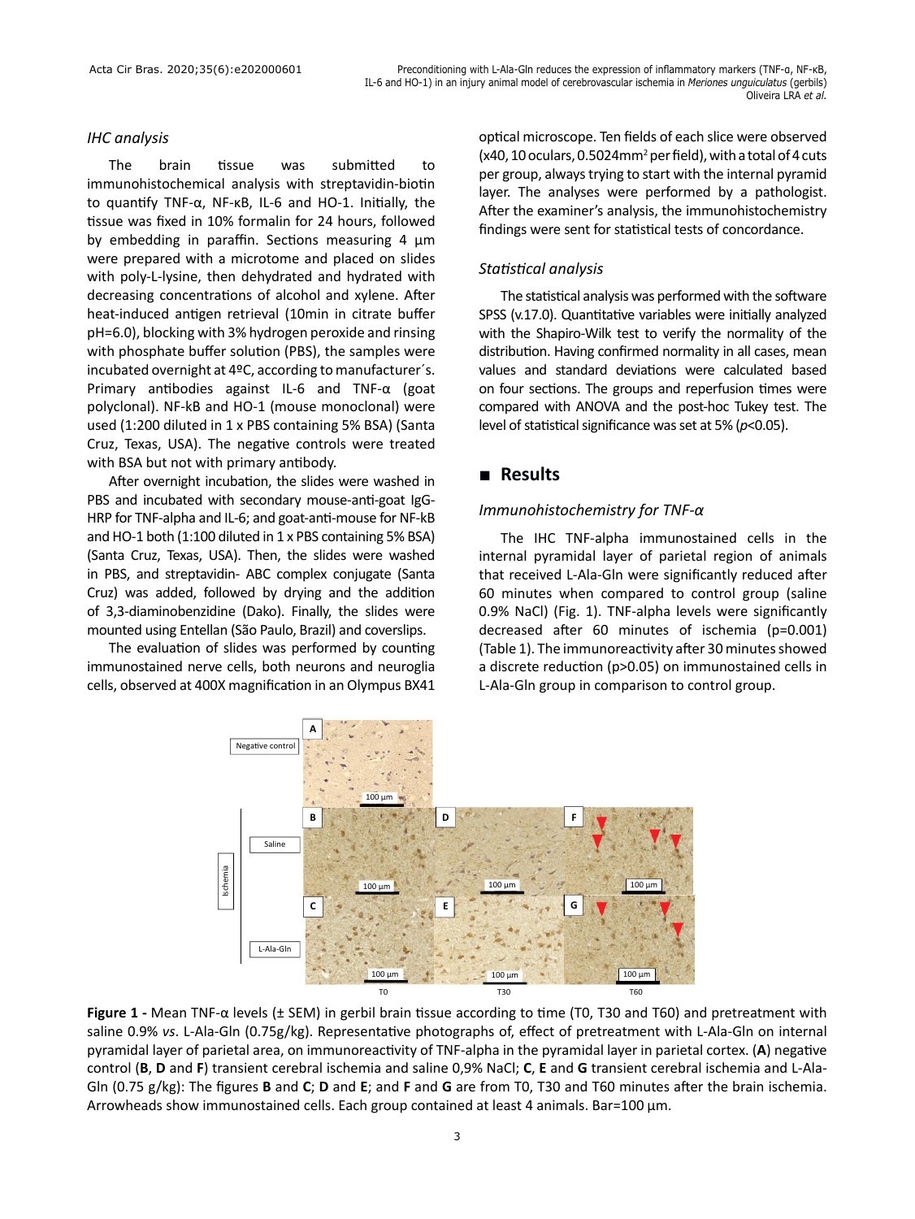### *IHC analysis*

The brain tissue was submitted to immunohistochemical analysis with streptavidin-biotin to quantify TNF-α, NF-κB, IL-6 and HO-1. Initially, the tissue was fixed in 10% formalin for 24 hours, followed by embedding in paraffin. Sections measuring 4 μm were prepared with a microtome and placed on slides with poly-L-lysine, then dehydrated and hydrated with decreasing concentrations of alcohol and xylene. After heat-induced antigen retrieval (10min in citrate buffer pH=6.0), blocking with 3% hydrogen peroxide and rinsing with phosphate buffer solution (PBS), the samples were incubated overnight at 4ºC, according to manufacturer´s. Primary antibodies against IL-6 and TNF-α (goat polyclonal). NF-kB and HO-1 (mouse monoclonal) were used (1:200 diluted in 1 x PBS containing 5% BSA) (Santa Cruz, Texas, USA). The negative controls were treated with BSA but not with primary antibody.

After overnight incubation, the slides were washed in PBS and incubated with secondary mouse-anti-goat IgG-HRP for TNF-alpha and IL-6; and goat-anti-mouse for NF-kB and HO-1 both (1:100 diluted in 1 x PBS containing 5% BSA) (Santa Cruz, Texas, USA). Then, the slides were washed in PBS, and streptavidin- ABC complex conjugate (Santa Cruz) was added, followed by drying and the addition of 3,3-diaminobenzidine (Dako). Finally, the slides were mounted using Entellan (São Paulo, Brazil) and coverslips.

The evaluation of slides was performed by counting immunostained nerve cells, both neurons and neuroglia cells, observed at 400X magnification in an Olympus BX41 optical microscope. Ten fields of each slice were observed (x40, 10 oculars, 0.5024mm$^2$ per field), with a total of 4 cuts per group, always trying to start with the internal pyramid layer. The analyses were performed by a pathologist. After the examiner's analysis, the immunohistochemistry findings were sent for statistical tests of concordance.

### *Statistical analysis*

The statistical analysis was performed with the software SPSS (v.17.0). Quantitative variables were initially analyzed with the Shapiro-Wilk test to verify the normality of the distribution. Having confirmed normality in all cases, mean values and standard deviations were calculated based on four sections. The groups and reperfusion times were compared with ANOVA and the post-hoc Tukey test. The level of statistical significance was set at 5% ($p<0.05$).

## Results

### *Immunohistochemistry for TNF-α*

The IHC TNF-alpha immunostained cells in the internal pyramidal layer of parietal region of animals that received L-Ala-Gln were significantly reduced after 60 minutes when compared to control group (saline 0.9% NaCl) (Fig. 1). TNF-alpha levels were significantly decreased after 60 minutes of ischemia (p=0.001) (Table 1). The immunoreactivity after 30 minutes showed a discrete reduction (p>0.05) on immunostained cells in L-Ala-Gln group in comparison to control group.

**Figure 1 -** Mean TNF-α levels (± SEM) in gerbil brain tissue according to time (T0, T30 and T60) and pretreatment with saline 0.9% *vs*. L-Ala-Gln (0.75g/kg). Representative photographs of, effect of pretreatment with L-Ala-Gln on internal pyramidal layer of parietal area, on immunoreactivity of TNF-alpha in the pyramidal layer in parietal cortex. (**A**) negative control (**B**, **D** and **F**) transient cerebral ischemia and saline 0,9% NaCl; **C**, **E** and **G** transient cerebral ischemia and L-Ala-Gln (0.75 g/kg): The figures **B** and **C**; **D** and **E**; and **F** and **G** are from T0, T30 and T60 minutes after the brain ischemia. Arrowheads show immunostained cells. Each group contained at least 4 animals. Bar=100 μm.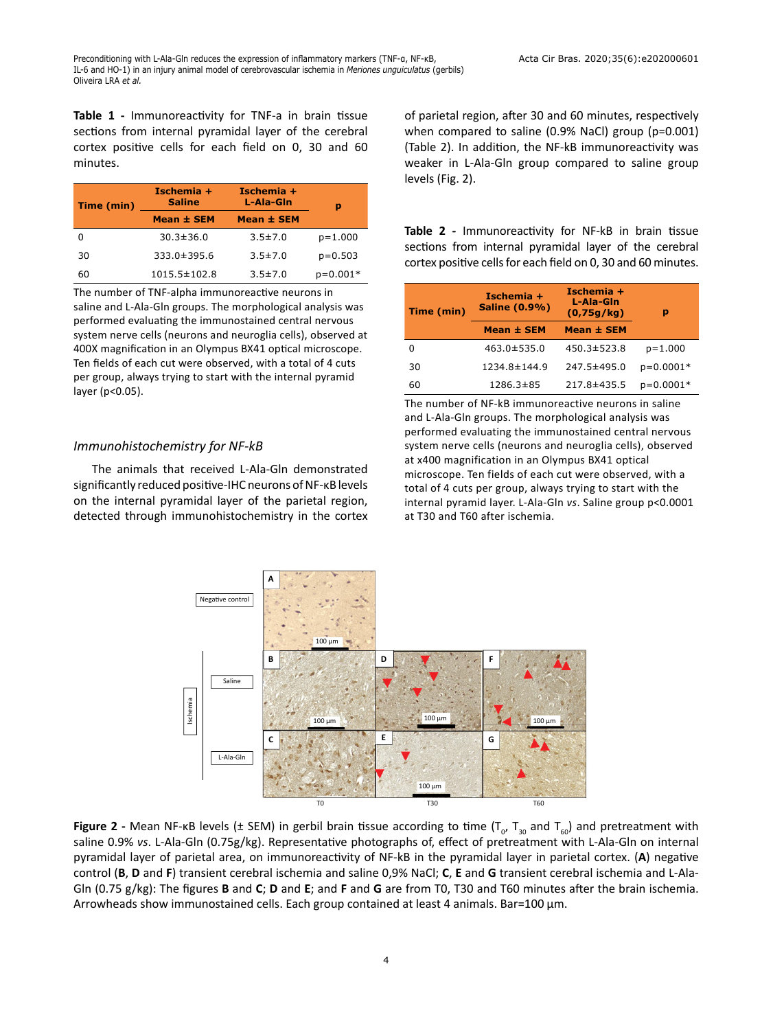**Table 1 -** Immunoreactivity for TNF-a in brain tissue sections from internal pyramidal layer of the cerebral cortex positive cells for each field on 0, 30 and 60 minutes.

| Time (min) | Ischemia + Saline | Ischemia + L-Ala-Gln | p |
|---|---|---|---|
| | Mean ± SEM | Mean ± SEM | |
| 0 | 30.3±36.0 | 3.5±7.0 | p=1.000 |
| 30 | 333.0±395.6 | 3.5±7.0 | p=0.503 |
| 60 | 1015.5±102.8 | 3.5±7.0 | p=0.001* |

The number of TNF-alpha immunoreactive neurons in saline and L-Ala-Gln groups. The morphological analysis was performed evaluating the immunostained central nervous system nerve cells (neurons and neuroglia cells), observed at 400X magnification in an Olympus BX41 optical microscope. Ten fields of each cut were observed, with a total of 4 cuts per group, always trying to start with the internal pyramid layer ($p<0.05$).

### *Immunohistochemistry for NF-kB*

The animals that received L-Ala-Gln demonstrated significantly reduced positive-IHC neurons of NF-κB levels on the internal pyramidal layer of the parietal region, detected through immunohistochemistry in the cortex of parietal region, after 30 and 60 minutes, respectively when compared to saline (0.9% NaCl) group ($p=0.001$) (Table 2). In addition, the NF-kB immunoreactivity was weaker in L-Ala-Gln group compared to saline group levels (Fig. 2).

**Table 2 -** Immunoreactivity for NF-kB in brain tissue sections from internal pyramidal layer of the cerebral cortex positive cells for each field on 0, 30 and 60 minutes.

| Time (min) | Ischemia + Saline (0.9%) | Ischemia + L-Ala-Gln (0,75g/kg) | p |
|---|---|---|---|
| | Mean ± SEM | Mean ± SEM | |
| 0 | 463.0±535.0 | 450.3±523.8 | p=1.000 |
| 30 | 1234.8±144.9 | 247.5±495.0 | p=0.0001* |
| 60 | 1286.3±85 | 217.8±435.5 | p=0.0001* |

The number of NF-kB immunoreactive neurons in saline and L-Ala-Gln groups. The morphological analysis was performed evaluating the immunostained central nervous system nerve cells (neurons and neuroglia cells), observed at x400 magnification in an Olympus BX41 optical microscope. Ten fields of each cut were observed, with a total of 4 cuts per group, always trying to start with the internal pyramid layer. L-Ala-Gln *vs*. Saline group $p<0.0001$ at T30 and T60 after ischemia.

**Figure 2 -** Mean NF-κB levels (± SEM) in gerbil brain tissue according to time ($T_0$, $T_{30}$ and $T_{60}$) and pretreatment with saline 0.9% *vs*. L-Ala-Gln (0.75g/kg). Representative photographs of, effect of pretreatment with L-Ala-Gln on internal pyramidal layer of parietal area, on immunoreactivity of NF-kB in the pyramidal layer in parietal cortex. (**A**) negative control (**B**, **D** and **F**) transient cerebral ischemia and saline 0,9% NaCl; **C**, **E** and **G** transient cerebral ischemia and L-Ala-Gln (0.75 g/kg): The figures **B** and **C**; **D** and **E**; and **F** and **G** are from T0, T30 and T60 minutes after the brain ischemia. Arrowheads show immunostained cells. Each group contained at least 4 animals. Bar=100 µm.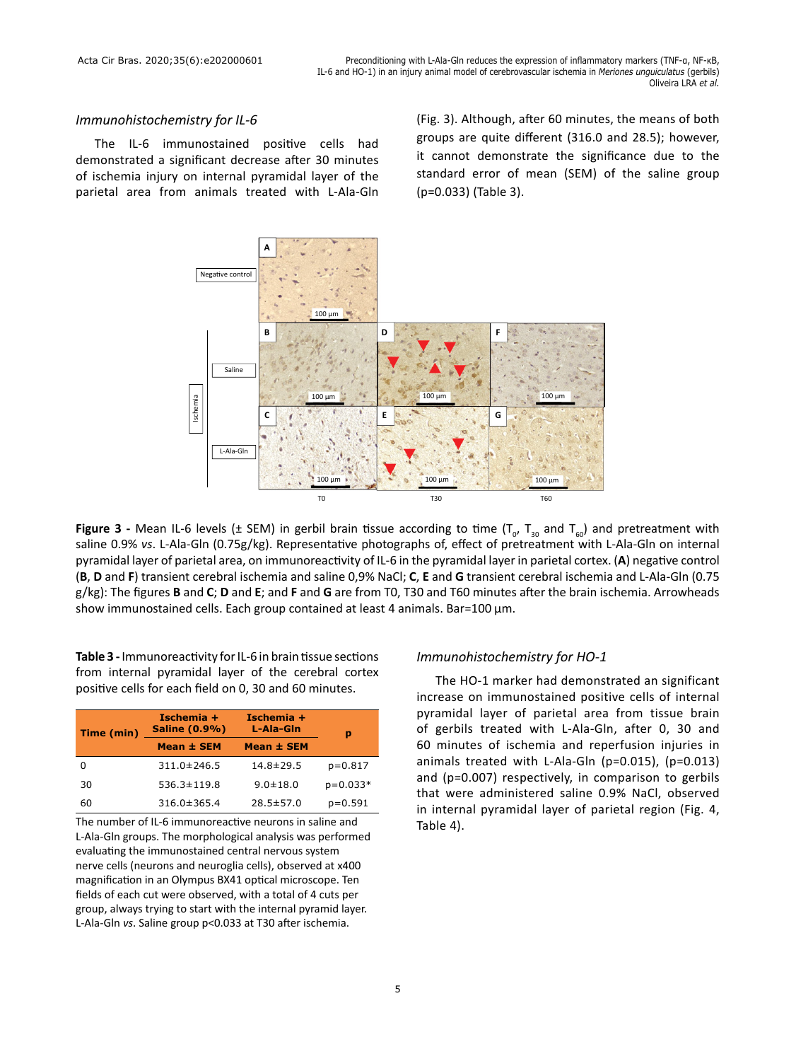### *Immunohistochemistry for IL-6*

The IL-6 immunostained positive cells had demonstrated a significant decrease after 30 minutes of ischemia injury on internal pyramidal layer of the parietal area from animals treated with L-Ala-Gln (Fig. 3). Although, after 60 minutes, the means of both groups are quite different (316.0 and 28.5); however, it cannot demonstrate the significance due to the standard error of mean (SEM) of the saline group (p=0.033) (Table 3).

**Figure 3 -** Mean IL-6 levels (± SEM) in gerbil brain tissue according to time ($T_0$, $T_{30}$ and $T_{60}$) and pretreatment with saline 0.9% *vs*. L-Ala-Gln (0.75g/kg). Representative photographs of, effect of pretreatment with L-Ala-Gln on internal pyramidal layer of parietal area, on immunoreactivity of IL-6 in the pyramidal layer in parietal cortex. (**A**) negative control (**B**, **D** and **F**) transient cerebral ischemia and saline 0,9% NaCl; **C**, **E** and **G** transient cerebral ischemia and L-Ala-Gln (0.75 g/kg): The figures **B** and **C**; **D** and **E**; and **F** and **G** are from T0, T30 and T60 minutes after the brain ischemia. Arrowheads show immunostained cells. Each group contained at least 4 animals. Bar=100 µm.

**Table 3 -** Immunoreactivity for IL-6 in brain tissue sections from internal pyramidal layer of the cerebral cortex positive cells for each field on 0, 30 and 60 minutes.

| Time (min) | Ischemia + Saline (0.9%) | Ischemia + L-Ala-Gln | p |
|---|---|---|---|
| | Mean ± SEM | Mean ± SEM | |
| 0 | 311.0±246.5 | 14.8±29.5 | p=0.817 |
| 30 | 536.3±119.8 | 9.0±18.0 | p=0.033* |
| 60 | 316.0±365.4 | 28.5±57.0 | p=0.591 |

The number of IL-6 immunoreactive neurons in saline and L-Ala-Gln groups. The morphological analysis was performed evaluating the immunostained central nervous system nerve cells (neurons and neuroglia cells), observed at x400 magnification in an Olympus BX41 optical microscope. Ten fields of each cut were observed, with a total of 4 cuts per group, always trying to start with the internal pyramid layer. L-Ala-Gln *vs*. Saline group p<0.033 at T30 after ischemia.

### *Immunohistochemistry for HO-1*

The HO-1 marker had demonstrated an significant increase on immunostained positive cells of internal pyramidal layer of parietal area from tissue brain of gerbils treated with L-Ala-Gln, after 0, 30 and 60 minutes of ischemia and reperfusion injuries in animals treated with L-Ala-Gln (p=0.015), (p=0.013) and (p=0.007) respectively, in comparison to gerbils that were administered saline 0.9% NaCl, observed in internal pyramidal layer of parietal region (Fig. 4, Table 4).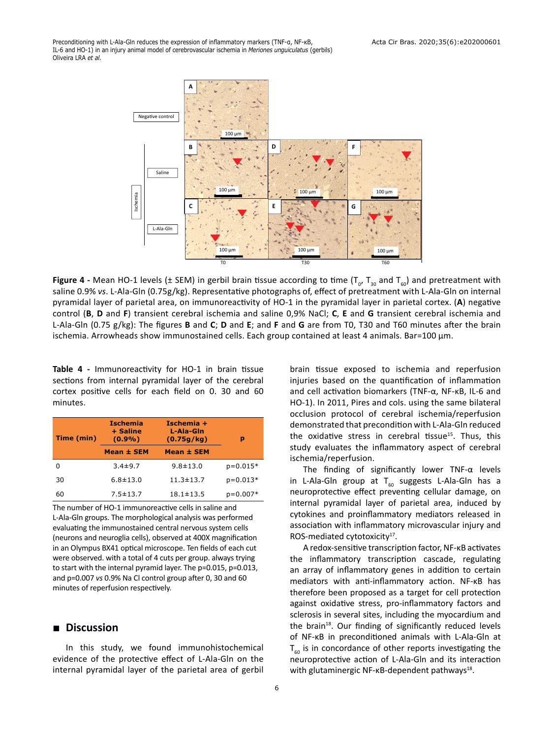**Figure 4 -** Mean HO-1 levels (± SEM) in gerbil brain tissue according to time ($T_0$, $T_{30}$ and $T_{60}$) and pretreatment with saline 0.9% *vs*. L-Ala-Gln (0.75g/kg). Representative photographs of, effect of pretreatment with L-Ala-Gln on internal pyramidal layer of parietal area, on immunoreactivity of HO-1 in the pyramidal layer in parietal cortex. (**A**) negative control (**B**, **D** and **F**) transient cerebral ischemia and saline 0,9% NaCl; **C**, **E** and **G** transient cerebral ischemia and L-Ala-Gln (0.75 g/kg): The figures **B** and **C**; **D** and **E**; and **F** and **G** are from T0, T30 and T60 minutes after the brain ischemia. Arrowheads show immunostained cells. Each group contained at least 4 animals. Bar=100 μm.

**Table 4 -** Immunoreactivity for HO-1 in brain tissue sections from internal pyramidal layer of the cerebral cortex positive cells for each field on 0. 30 and 60 minutes.

| Time (min) | Ischemia + Saline (0.9%) | Ischemia + L-Ala-Gln (0.75g/kg) | p |
|---|---|---|---|
| | Mean ± SEM | Mean ± SEM | |
| 0 | 3.4±9.7 | 9.8±13.0 | p=0.015* |
| 30 | 6.8±13.0 | 11.3±13.7 | p=0.013* |
| 60 | 7.5±13.7 | 18.1±13.5 | p=0.007* |

The number of HO-1 immunoreactive cells in saline and L-Ala-Gln groups. The morphological analysis was performed evaluating the immunostained central nervous system cells (neurons and neuroglia cells), observed at 400X magnification in an Olympus BX41 optical microscope. Ten fields of each cut were observed. with a total of 4 cuts per group. always trying to start with the internal pyramid layer. The p=0.015, p=0.013, and p=0.007 *vs* 0.9% Na Cl control group after 0, 30 and 60 minutes of reperfusion respectively.

## Discussion

In this study, we found immunohistochemical evidence of the protective effect of L-Ala-Gln on the internal pyramidal layer of the parietal area of gerbil brain tissue exposed to ischemia and reperfusion injuries based on the quantification of inflammation and cell activation biomarkers (TNF-α, NF-κB, IL-6 and HO-1). In 2011, Pires and cols. using the same bilateral occlusion protocol of cerebral ischemia/reperfusion demonstrated that precondition with L-Ala-Gln reduced the oxidative stress in cerebral tissue[15]. Thus, this study evaluates the inflammatory aspect of cerebral ischemia/reperfusion.

The finding of significantly lower TNF-α levels in L-Ala-Gln group at $T_{60}$ suggests L-Ala-Gln has a neuroprotective effect preventing cellular damage, on internal pyramidal layer of parietal area, induced by cytokines and proinflammatory mediators released in association with inflammatory microvascular injury and ROS-mediated cytotoxicity[17].

A redox-sensitive transcription factor, NF-κB activates the inflammatory transcription cascade, regulating an array of inflammatory genes in addition to certain mediators with anti-inflammatory action. NF-κB has therefore been proposed as a target for cell protection against oxidative stress, pro-inflammatory factors and sclerosis in several sites, including the myocardium and the brain[18]. Our finding of significantly reduced levels of NF-κB in preconditioned animals with L-Ala-Gln at $T_{60}$ is in concordance of other reports investigating the neuroprotective action of L-Ala-Gln and its interaction with glutaminergic NF-κB-dependent pathways[18].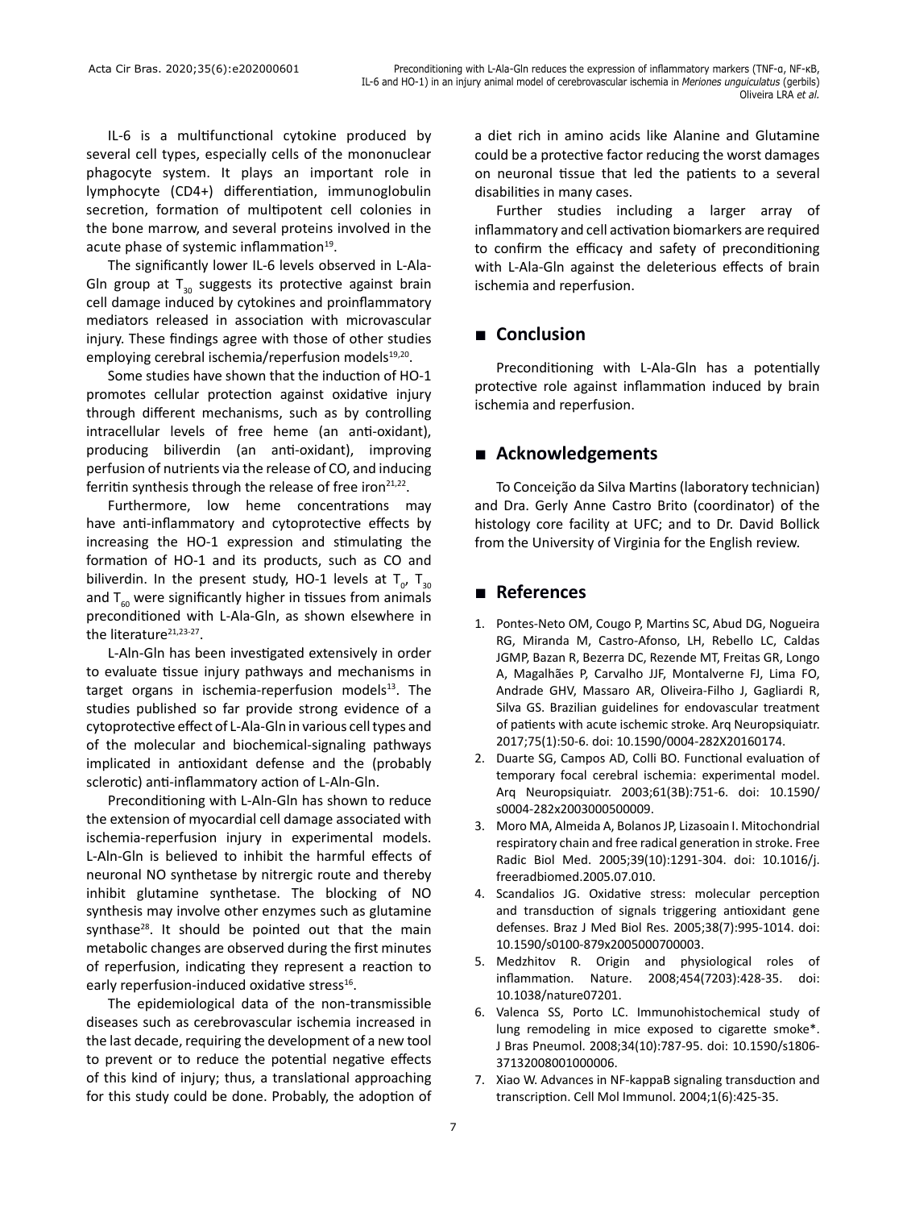IL-6 is a multifunctional cytokine produced by several cell types, especially cells of the mononuclear phagocyte system. It plays an important role in lymphocyte (CD4+) differentiation, immunoglobulin secretion, formation of multipotent cell colonies in the bone marrow, and several proteins involved in the acute phase of systemic inflammation[19].

The significantly lower IL-6 levels observed in L-Ala-Gln group at $T_{30}$ suggests its protective against brain cell damage induced by cytokines and proinflammatory mediators released in association with microvascular injury. These findings agree with those of other studies employing cerebral ischemia/reperfusion models[19,20].

Some studies have shown that the induction of HO-1 promotes cellular protection against oxidative injury through different mechanisms, such as by controlling intracellular levels of free heme (an anti-oxidant), producing biliverdin (an anti-oxidant), improving perfusion of nutrients via the release of CO, and inducing ferritin synthesis through the release of free iron[21,22].

Furthermore, low heme concentrations may have anti-inflammatory and cytoprotective effects by increasing the HO-1 expression and stimulating the formation of HO-1 and its products, such as CO and biliverdin. In the present study, HO-1 levels at $T_0$, $T_{30}$ and $T_{60}$ were significantly higher in tissues from animals preconditioned with L-Ala-Gln, as shown elsewhere in the literature[21,23-27].

L-Aln-Gln has been investigated extensively in order to evaluate tissue injury pathways and mechanisms in target organs in ischemia-reperfusion models[13]. The studies published so far provide strong evidence of a cytoprotective effect of L-Ala-Gln in various cell types and of the molecular and biochemical-signaling pathways implicated in antioxidant defense and the (probably sclerotic) anti-inflammatory action of L-Aln-Gln.

Preconditioning with L-Aln-Gln has shown to reduce the extension of myocardial cell damage associated with ischemia-reperfusion injury in experimental models. L-Aln-Gln is believed to inhibit the harmful effects of neuronal NO synthetase by nitrergic route and thereby inhibit glutamine synthetase. The blocking of NO synthesis may involve other enzymes such as glutamine synthase[28]. It should be pointed out that the main metabolic changes are observed during the first minutes of reperfusion, indicating they represent a reaction to early reperfusion-induced oxidative stress[16].

The epidemiological data of the non-transmissible diseases such as cerebrovascular ischemia increased in the last decade, requiring the development of a new tool to prevent or to reduce the potential negative effects of this kind of injury; thus, a translational approaching for this study could be done. Probably, the adoption of a diet rich in amino acids like Alanine and Glutamine could be a protective factor reducing the worst damages on neuronal tissue that led the patients to a several disabilities in many cases.

Further studies including a larger array of inflammatory and cell activation biomarkers are required to confirm the efficacy and safety of preconditioning with L-Ala-Gln against the deleterious effects of brain ischemia and reperfusion.

## Conclusion

Preconditioning with L-Ala-Gln has a potentially protective role against inflammation induced by brain ischemia and reperfusion.

## Acknowledgements

To Conceição da Silva Martins (laboratory technician) and Dra. Gerly Anne Castro Brito (coordinator) of the histology core facility at UFC; and to Dr. David Bollick from the University of Virginia for the English review.

## References

1. Pontes-Neto OM, Cougo P, Martins SC, Abud DG, Nogueira RG, Miranda M, Castro-Afonso, LH, Rebello LC, Caldas JGMP, Bazan R, Bezerra DC, Rezende MT, Freitas GR, Longo A, Magalhães P, Carvalho JJF, Montalverne FJ, Lima FO, Andrade GHV, Massaro AR, Oliveira-Filho J, Gagliardi R, Silva GS. Brazilian guidelines for endovascular treatment of patients with acute ischemic stroke. Arq Neuropsiquiatr. 2017;75(1):50-6. doi: 10.1590/0004-282X20160174.
2. Duarte SG, Campos AD, Colli BO. Functional evaluation of temporary focal cerebral ischemia: experimental model. Arq Neuropsiquiatr. 2003;61(3B):751-6. doi: 10.1590/s0004-282x2003000500009.
3. Moro MA, Almeida A, Bolanos JP, Lizasoain I. Mitochondrial respiratory chain and free radical generation in stroke. Free Radic Biol Med. 2005;39(10):1291-304. doi: 10.1016/j.freeradbiomed.2005.07.010.
4. Scandalios JG. Oxidative stress: molecular perception and transduction of signals triggering antioxidant gene defenses. Braz J Med Biol Res. 2005;38(7):995-1014. doi: 10.1590/s0100-879x2005000700003.
5. Medzhitov R. Origin and physiological roles of inflammation. Nature. 2008;454(7203):428-35. doi: 10.1038/nature07201.
6. Valenca SS, Porto LC. Immunohistochemical study of lung remodeling in mice exposed to cigarette smoke*. J Bras Pneumol. 2008;34(10):787-95. doi: 10.1590/s1806-37132008001000006.
7. Xiao W. Advances in NF-kappaB signaling transduction and transcription. Cell Mol Immunol. 2004;1(6):425-35.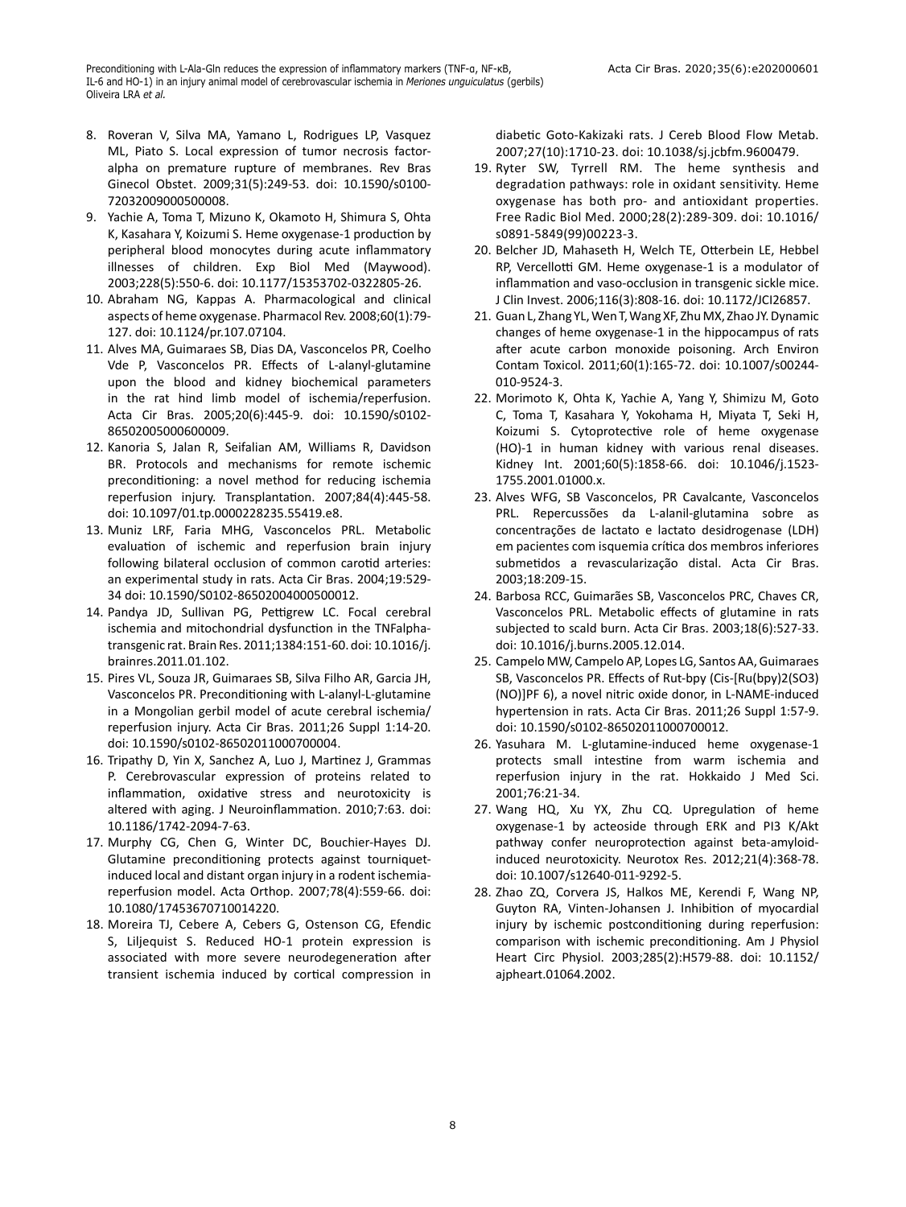8. Roveran V, Silva MA, Yamano L, Rodrigues LP, Vasquez ML, Piato S. Local expression of tumor necrosis factor-alpha on premature rupture of membranes. Rev Bras Ginecol Obstet. 2009;31(5):249-53. doi: 10.1590/s0100-72032009000500008.
9. Yachie A, Toma T, Mizuno K, Okamoto H, Shimura S, Ohta K, Kasahara Y, Koizumi S. Heme oxygenase-1 production by peripheral blood monocytes during acute inflammatory illnesses of children. Exp Biol Med (Maywood). 2003;228(5):550-6. doi: 10.1177/15353702-0322805-26.
10. Abraham NG, Kappas A. Pharmacological and clinical aspects of heme oxygenase. Pharmacol Rev. 2008;60(1):79-127. doi: 10.1124/pr.107.07104.
11. Alves MA, Guimaraes SB, Dias DA, Vasconcelos PR, Coelho Vde P, Vasconcelos PR. Effects of L-alanyl-glutamine upon the blood and kidney biochemical parameters in the rat hind limb model of ischemia/reperfusion. Acta Cir Bras. 2005;20(6):445-9. doi: 10.1590/s0102-86502005000600009.
12. Kanoria S, Jalan R, Seifalian AM, Williams R, Davidson BR. Protocols and mechanisms for remote ischemic preconditioning: a novel method for reducing ischemia reperfusion injury. Transplantation. 2007;84(4):445-58. doi: 10.1097/01.tp.0000228235.55419.e8.
13. Muniz LRF, Faria MHG, Vasconcelos PRL. Metabolic evaluation of ischemic and reperfusion brain injury following bilateral occlusion of common carotid arteries: an experimental study in rats. Acta Cir Bras. 2004;19:529-34 doi: 10.1590/S0102-86502004000500012.
14. Pandya JD, Sullivan PG, Pettigrew LC. Focal cerebral ischemia and mitochondrial dysfunction in the TNFalpha-transgenic rat. Brain Res. 2011;1384:151-60. doi: 10.1016/j.brainres.2011.01.102.
15. Pires VL, Souza JR, Guimaraes SB, Silva Filho AR, Garcia JH, Vasconcelos PR. Preconditioning with L-alanyl-L-glutamine in a Mongolian gerbil model of acute cerebral ischemia/reperfusion injury. Acta Cir Bras. 2011;26 Suppl 1:14-20. doi: 10.1590/s0102-86502011000700004.
16. Tripathy D, Yin X, Sanchez A, Luo J, Martinez J, Grammas P. Cerebrovascular expression of proteins related to inflammation, oxidative stress and neurotoxicity is altered with aging. J Neuroinflammation. 2010;7:63. doi: 10.1186/1742-2094-7-63.
17. Murphy CG, Chen G, Winter DC, Bouchier-Hayes DJ. Glutamine preconditioning protects against tourniquet-induced local and distant organ injury in a rodent ischemia-reperfusion model. Acta Orthop. 2007;78(4):559-66. doi: 10.1080/17453670710014220.
18. Moreira TJ, Cebere A, Cebers G, Ostenson CG, Efendic S, Liljequist S. Reduced HO-1 protein expression is associated with more severe neurodegeneration after transient ischemia induced by cortical compression in diabetic Goto-Kakizaki rats. J Cereb Blood Flow Metab. 2007;27(10):1710-23. doi: 10.1038/sj.jcbfm.9600479.
19. Ryter SW, Tyrrell RM. The heme synthesis and degradation pathways: role in oxidant sensitivity. Heme oxygenase has both pro- and antioxidant properties. Free Radic Biol Med. 2000;28(2):289-309. doi: 10.1016/s0891-5849(99)00223-3.
20. Belcher JD, Mahaseth H, Welch TE, Otterbein LE, Hebbel RP, Vercellotti GM. Heme oxygenase-1 is a modulator of inflammation and vaso-occlusion in transgenic sickle mice. J Clin Invest. 2006;116(3):808-16. doi: 10.1172/JCI26857.
21. Guan L, Zhang YL, Wen T, Wang XF, Zhu MX, Zhao JY. Dynamic changes of heme oxygenase-1 in the hippocampus of rats after acute carbon monoxide poisoning. Arch Environ Contam Toxicol. 2011;60(1):165-72. doi: 10.1007/s00244-010-9524-3.
22. Morimoto K, Ohta K, Yachie A, Yang Y, Shimizu M, Goto C, Toma T, Kasahara Y, Yokohama H, Miyata T, Seki H, Koizumi S. Cytoprotective role of heme oxygenase (HO)-1 in human kidney with various renal diseases. Kidney Int. 2001;60(5):1858-66. doi: 10.1046/j.1523-1755.2001.01000.x.
23. Alves WFG, SB Vasconcelos, PR Cavalcante, Vasconcelos PRL. Repercussões da L-alanil-glutamina sobre as concentrações de lactato e lactato desidrogenase (LDH) em pacientes com isquemia crítica dos membros inferiores submetidos a revascularização distal. Acta Cir Bras. 2003;18:209-15.
24. Barbosa RCC, Guimarães SB, Vasconcelos PRC, Chaves CR, Vasconcelos PRL. Metabolic effects of glutamine in rats subjected to scald burn. Acta Cir Bras. 2003;18(6):527-33. doi: 10.1016/j.burns.2005.12.014.
25. Campelo MW, Campelo AP, Lopes LG, Santos AA, Guimaraes SB, Vasconcelos PR. Effects of Rut-bpy (Cis-[Ru(bpy)2(SO3)(NO)]PF 6), a novel nitric oxide donor, in L-NAME-induced hypertension in rats. Acta Cir Bras. 2011;26 Suppl 1:57-9. doi: 10.1590/s0102-86502011000700012.
26. Yasuhara M. L-glutamine-induced heme oxygenase-1 protects small intestine from warm ischemia and reperfusion injury in the rat. Hokkaido J Med Sci. 2001;76:21-34.
27. Wang HQ, Xu YX, Zhu CQ. Upregulation of heme oxygenase-1 by acteoside through ERK and PI3 K/Akt pathway confer neuroprotection against beta-amyloid-induced neurotoxicity. Neurotox Res. 2012;21(4):368-78. doi: 10.1007/s12640-011-9292-5.
28. Zhao ZQ, Corvera JS, Halkos ME, Kerendi F, Wang NP, Guyton RA, Vinten-Johansen J. Inhibition of myocardial injury by ischemic postconditioning during reperfusion: comparison with ischemic preconditioning. Am J Physiol Heart Circ Physiol. 2003;285(2):H579-88. doi: 10.1152/ajpheart.01064.2002.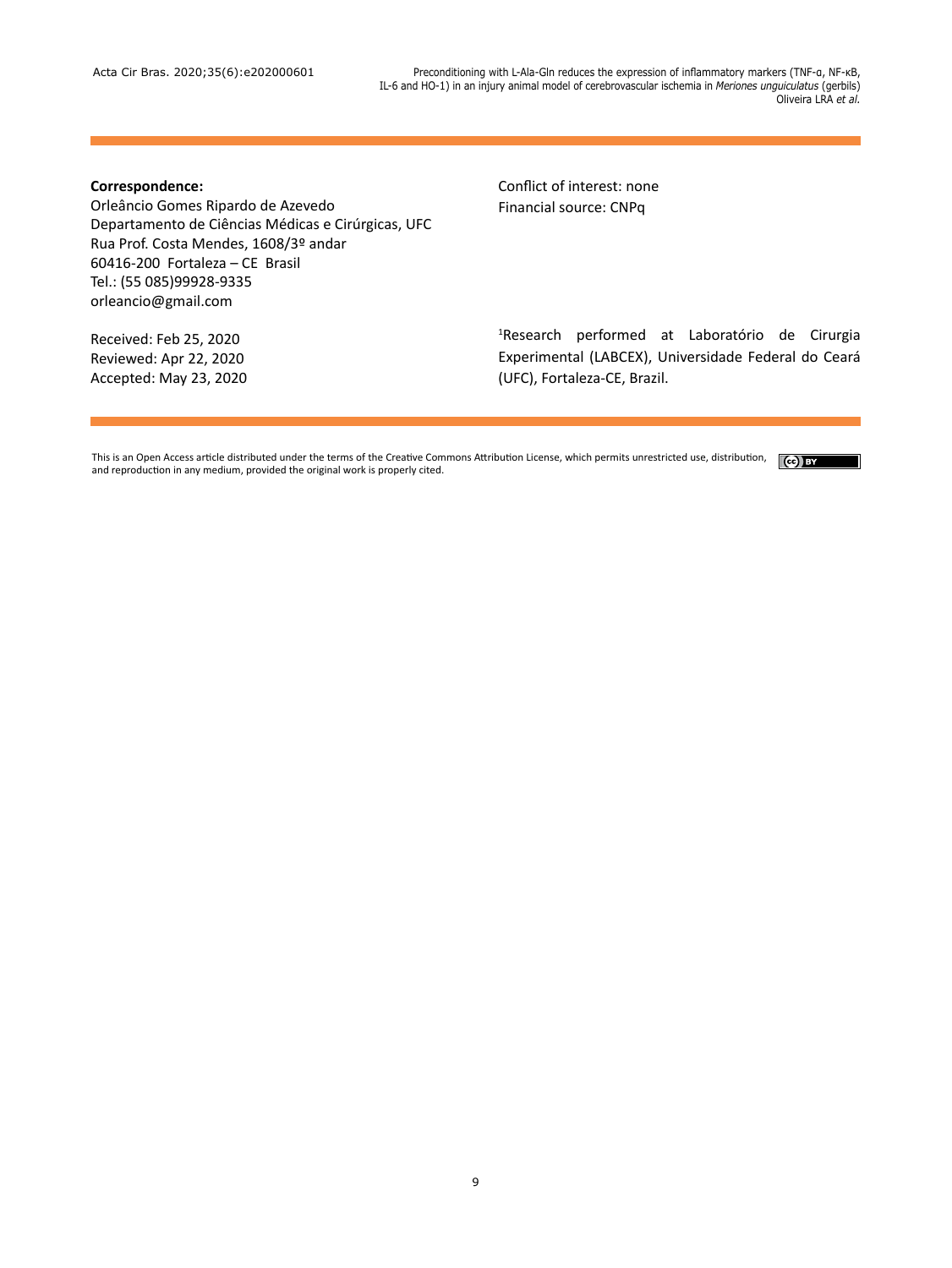**Correspondence:**
Orleâncio Gomes Ripardo de Azevedo
Departamento de Ciências Médicas e Cirúrgicas, UFC
Rua Prof. Costa Mendes, 1608/3º andar
60416-200 Fortaleza – CE Brasil
Tel.: (55 085)99928-9335
orleancio@gmail.com

Received: Feb 25, 2020
Reviewed: Apr 22, 2020
Accepted: May 23, 2020

Conflict of interest: none
Financial source: CNPq

[1]Research performed at Laboratório de Cirurgia Experimental (LABCEX), Universidade Federal do Ceará (UFC), Fortaleza-CE, Brazil.

This is an Open Access article distributed under the terms of the Creative Commons Attribution License, which permits unrestricted use, distribution, and reproduction in any medium, provided the original work is properly cited.